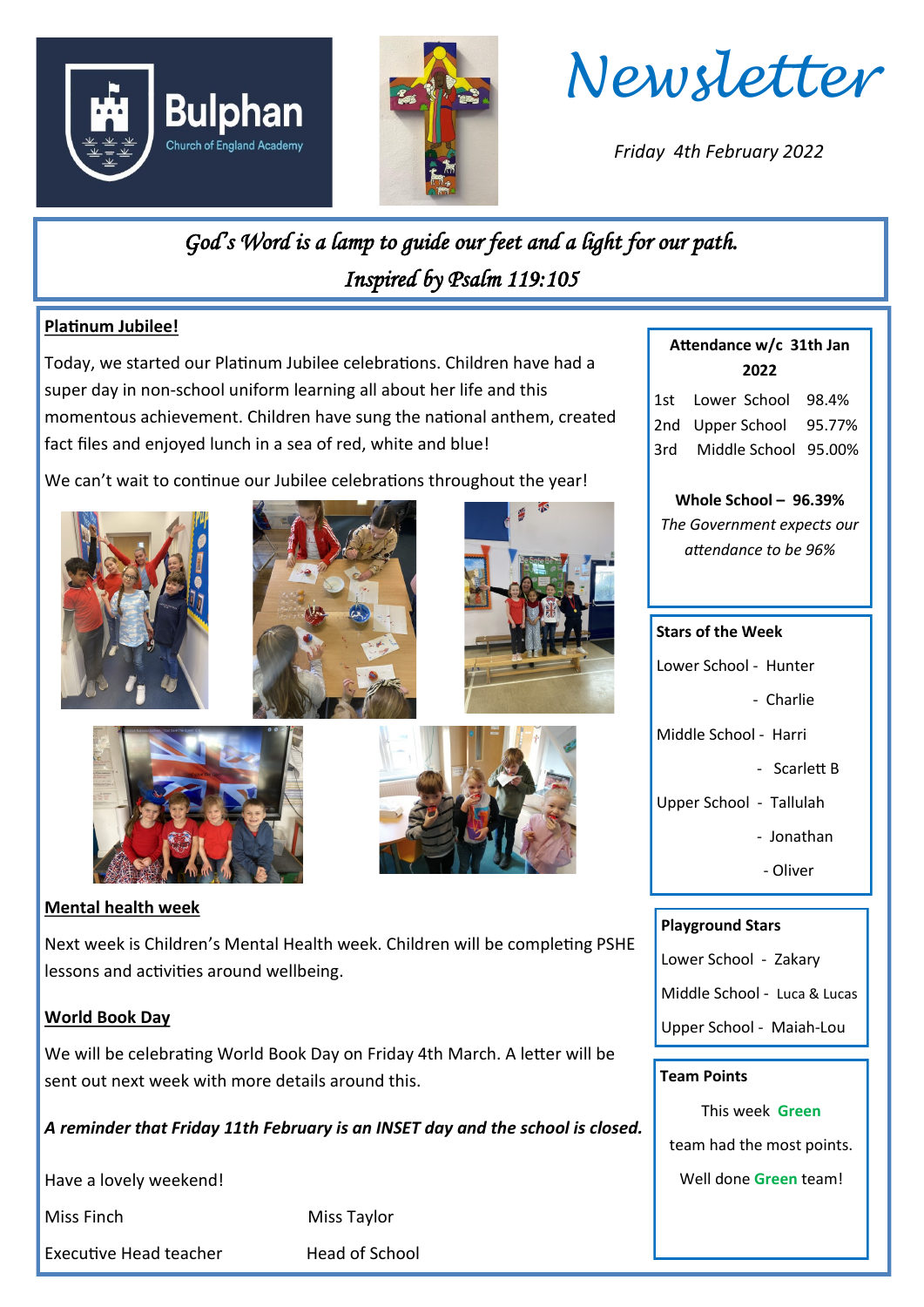Bulphan
Church of England Academy

# Newsletter

*Friday 4th February 2022*

*God's Word is a lamp to guide our feet and a light for our path.*
*Inspired by Psalm 119:105*

**Platinum Jubilee!**

Today, we started our Platinum Jubilee celebrations. Children have had a super day in non-school uniform learning all about her life and this momentous achievement. Children have sung the national anthem, created fact files and enjoyed lunch in a sea of red, white and blue!

We can't wait to continue our Jubilee celebrations throughout the year!

**Mental health week**

Next week is Children's Mental Health week. Children will be completing PSHE lessons and activities around wellbeing.

**World Book Day**

We will be celebrating World Book Day on Friday 4th March. A letter will be sent out next week with more details around this.

***A reminder that Friday 11th February is an INSET day and the school is closed.***

Have a lovely weekend!

| Miss Finch | Miss Taylor |
| --- | --- |
| Executive Head teacher | Head of School |

**Attendance w/c 31th Jan 2022**

| | | |
| --- | --- | --- |
| 1st | Lower School | 98.4% |
| 2nd | Upper School | 95.77% |
| 3rd | Middle School | 95.00% |

**Whole School – 96.39%**

*The Government expects our attendance to be 96%*

**Stars of the Week**

Lower School - Hunter
- Charlie

Middle School - Harri
- Scarlett B

Upper School - Tallulah
- Jonathan
- Oliver

**Playground Stars**

Lower School - Zakary

Middle School - Luca & Lucas

Upper School - Maiah-Lou

**Team Points**

This week **Green** team had the most points.

Well done **Green** team!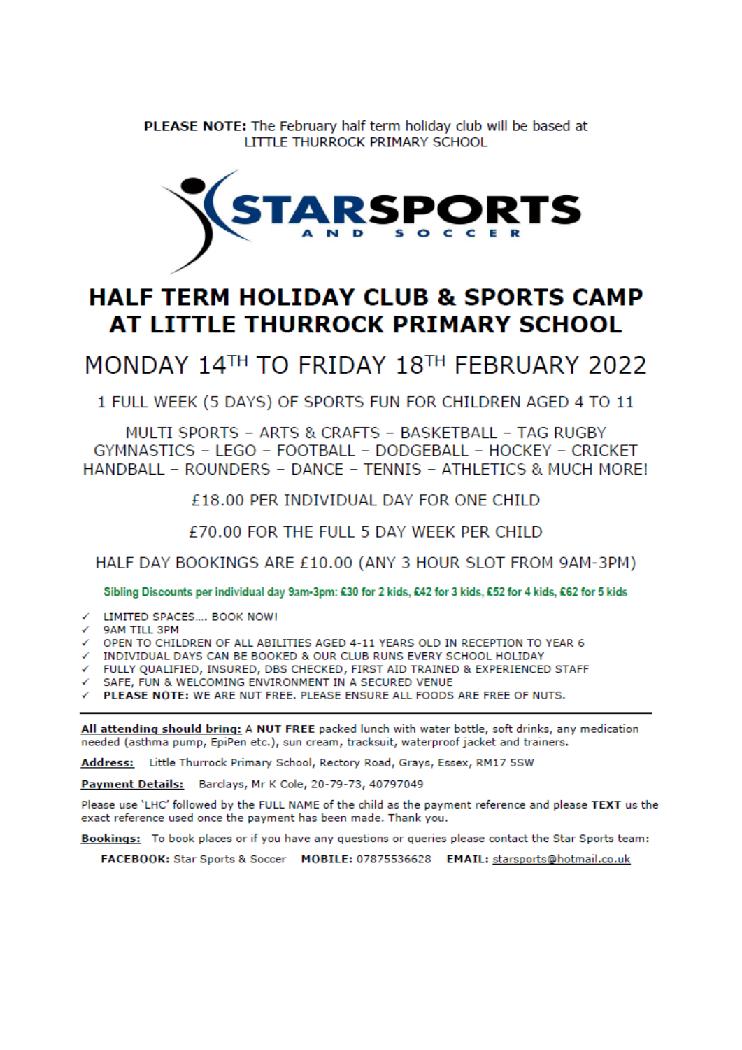**PLEASE NOTE:** The February half term holiday club will be based at LITTLE THURROCK PRIMARY SCHOOL

STARSPORTS AND SOCCER

# HALF TERM HOLIDAY CLUB & SPORTS CAMP AT LITTLE THURROCK PRIMARY SCHOOL

## MONDAY 14TH TO FRIDAY 18TH FEBRUARY 2022

1 FULL WEEK (5 DAYS) OF SPORTS FUN FOR CHILDREN AGED 4 TO 11

MULTI SPORTS – ARTS & CRAFTS – BASKETBALL – TAG RUGBY GYMNASTICS – LEGO – FOOTBALL – DODGEBALL – HOCKEY – CRICKET HANDBALL – ROUNDERS – DANCE – TENNIS – ATHLETICS & MUCH MORE!

£18.00 PER INDIVIDUAL DAY FOR ONE CHILD

£70.00 FOR THE FULL 5 DAY WEEK PER CHILD

HALF DAY BOOKINGS ARE £10.00 (ANY 3 HOUR SLOT FROM 9AM-3PM)

**Sibling Discounts per individual day 9am-3pm: £30 for 2 kids, £42 for 3 kids, £52 for 4 kids, £62 for 5 kids**

- ✓ LIMITED SPACES…. BOOK NOW!
- ✓ 9AM TILL 3PM
- ✓ OPEN TO CHILDREN OF ALL ABILITIES AGED 4-11 YEARS OLD IN RECEPTION TO YEAR 6
- ✓ INDIVIDUAL DAYS CAN BE BOOKED & OUR CLUB RUNS EVERY SCHOOL HOLIDAY
- ✓ FULLY QUALIFIED, INSURED, DBS CHECKED, FIRST AID TRAINED & EXPERIENCED STAFF
- ✓ SAFE, FUN & WELCOMING ENVIRONMENT IN A SECURED VENUE
- ✓ **PLEASE NOTE:** WE ARE NUT FREE. PLEASE ENSURE ALL FOODS ARE FREE OF NUTS.

---

**All attending should bring:** A **NUT FREE** packed lunch with water bottle, soft drinks, any medication needed (asthma pump, EpiPen etc.), sun cream, tracksuit, waterproof jacket and trainers.

**Address:** Little Thurrock Primary School, Rectory Road, Grays, Essex, RM17 5SW

**Payment Details:** Barclays, Mr K Cole, 20-79-73, 40797049

Please use 'LHC' followed by the FULL NAME of the child as the payment reference and please **TEXT** us the exact reference used once the payment has been made. Thank you.

**Bookings:** To book places or if you have any questions or queries please contact the Star Sports team:

**FACEBOOK:** Star Sports & Soccer **MOBILE:** 07875536628 **EMAIL:** starsports@hotmail.co.uk